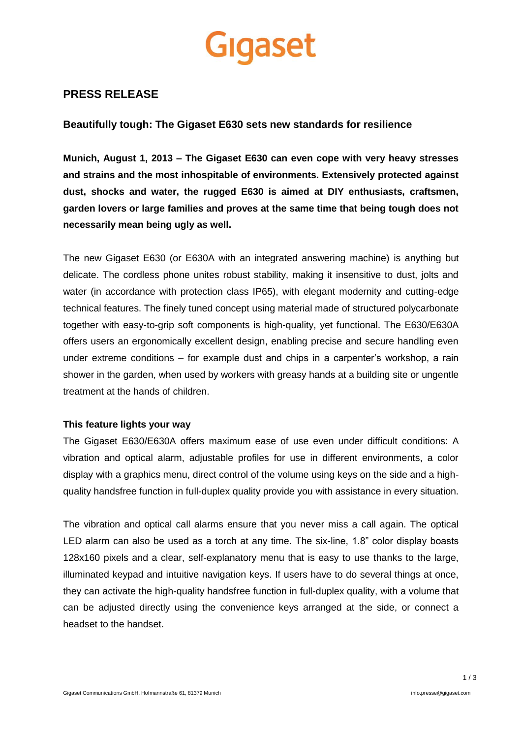Gigaset

# PRESS RELEASE

## Beautifully tough: The Gigaset E630 sets new standards for resilience

**Munich, August 1, 2013 – The Gigaset E630 can even cope with very heavy stresses and strains and the most inhospitable of environments. Extensively protected against dust, shocks and water, the rugged E630 is aimed at DIY enthusiasts, craftsmen, garden lovers or large families and proves at the same time that being tough does not necessarily mean being ugly as well.**

The new Gigaset E630 (or E630A with an integrated answering machine) is anything but delicate. The cordless phone unites robust stability, making it insensitive to dust, jolts and water (in accordance with protection class IP65), with elegant modernity and cutting-edge technical features. The finely tuned concept using material made of structured polycarbonate together with easy-to-grip soft components is high-quality, yet functional. The E630/E630A offers users an ergonomically excellent design, enabling precise and secure handling even under extreme conditions – for example dust and chips in a carpenter's workshop, a rain shower in the garden, when used by workers with greasy hands at a building site or ungentle treatment at the hands of children.

### This feature lights your way

The Gigaset E630/E630A offers maximum ease of use even under difficult conditions: A vibration and optical alarm, adjustable profiles for use in different environments, a color display with a graphics menu, direct control of the volume using keys on the side and a high-quality handsfree function in full-duplex quality provide you with assistance in every situation.

The vibration and optical call alarms ensure that you never miss a call again. The optical LED alarm can also be used as a torch at any time. The six-line, 1.8" color display boasts 128x160 pixels and a clear, self-explanatory menu that is easy to use thanks to the large, illuminated keypad and intuitive navigation keys. If users have to do several things at once, they can activate the high-quality handsfree function in full-duplex quality, with a volume that can be adjusted directly using the convenience keys arranged at the side, or connect a headset to the handset.

Gigaset Communications GmbH, Hofmannstraße 61, 81379 Munich

info.presse@gigaset.com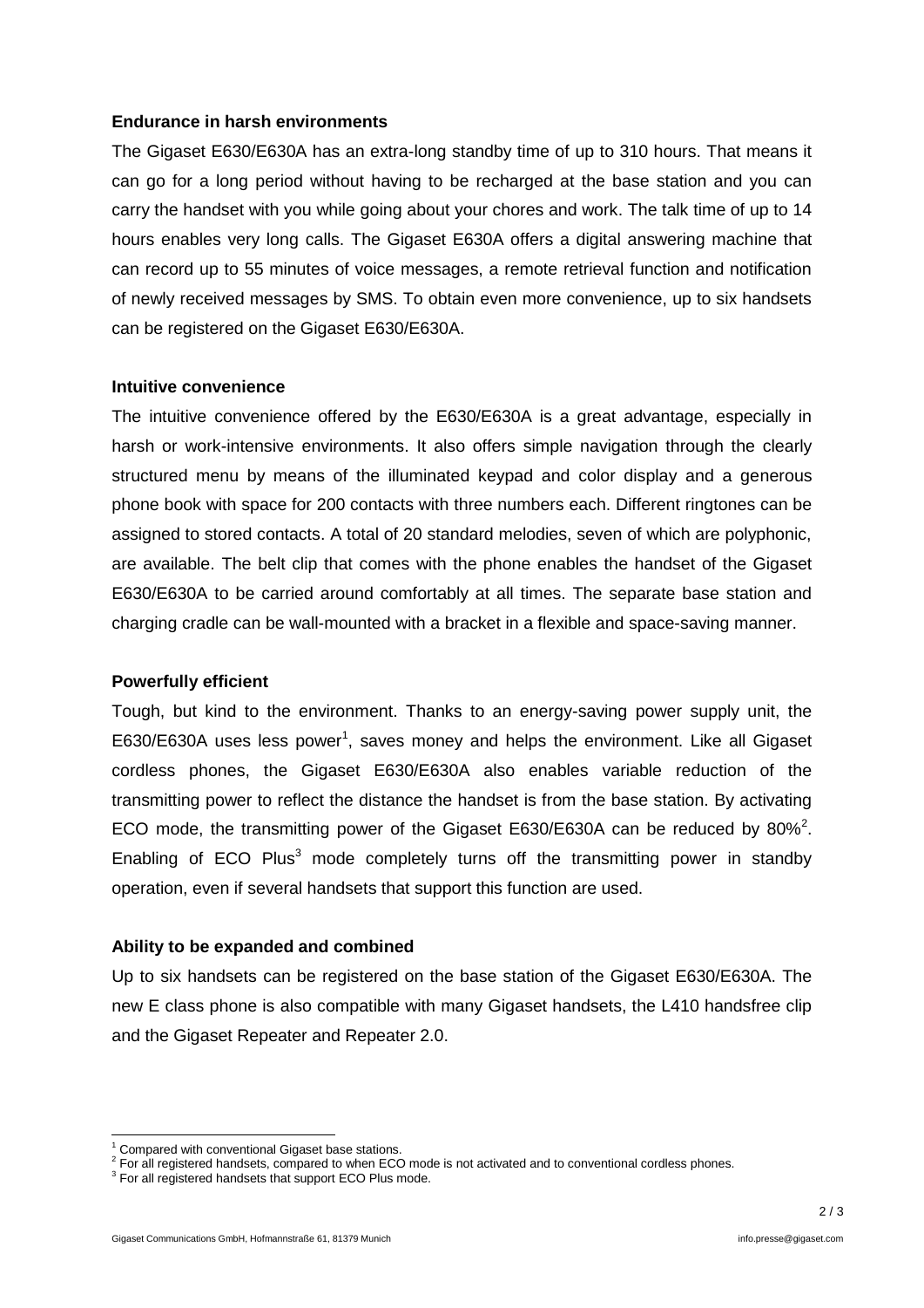**Endurance in harsh environments**

The Gigaset E630/E630A has an extra-long standby time of up to 310 hours. That means it can go for a long period without having to be recharged at the base station and you can carry the handset with you while going about your chores and work. The talk time of up to 14 hours enables very long calls. The Gigaset E630A offers a digital answering machine that can record up to 55 minutes of voice messages, a remote retrieval function and notification of newly received messages by SMS. To obtain even more convenience, up to six handsets can be registered on the Gigaset E630/E630A.

**Intuitive convenience**

The intuitive convenience offered by the E630/E630A is a great advantage, especially in harsh or work-intensive environments. It also offers simple navigation through the clearly structured menu by means of the illuminated keypad and color display and a generous phone book with space for 200 contacts with three numbers each. Different ringtones can be assigned to stored contacts. A total of 20 standard melodies, seven of which are polyphonic, are available. The belt clip that comes with the phone enables the handset of the Gigaset E630/E630A to be carried around comfortably at all times. The separate base station and charging cradle can be wall-mounted with a bracket in a flexible and space-saving manner.

**Powerfully efficient**

Tough, but kind to the environment. Thanks to an energy-saving power supply unit, the E630/E630A uses less power[1], saves money and helps the environment. Like all Gigaset cordless phones, the Gigaset E630/E630A also enables variable reduction of the transmitting power to reflect the distance the handset is from the base station. By activating ECO mode, the transmitting power of the Gigaset E630/E630A can be reduced by 80%[2]. Enabling of ECO Plus[3] mode completely turns off the transmitting power in standby operation, even if several handsets that support this function are used.

**Ability to be expanded and combined**

Up to six handsets can be registered on the base station of the Gigaset E630/E630A. The new E class phone is also compatible with many Gigaset handsets, the L410 handsfree clip and the Gigaset Repeater and Repeater 2.0.

---

[1] Compared with conventional Gigaset base stations.
[2] For all registered handsets, compared to when ECO mode is not activated and to conventional cordless phones.
[3] For all registered handsets that support ECO Plus mode.

Gigaset Communications GmbH, Hofmannstraße 61, 81379 Munich info.presse@gigaset.com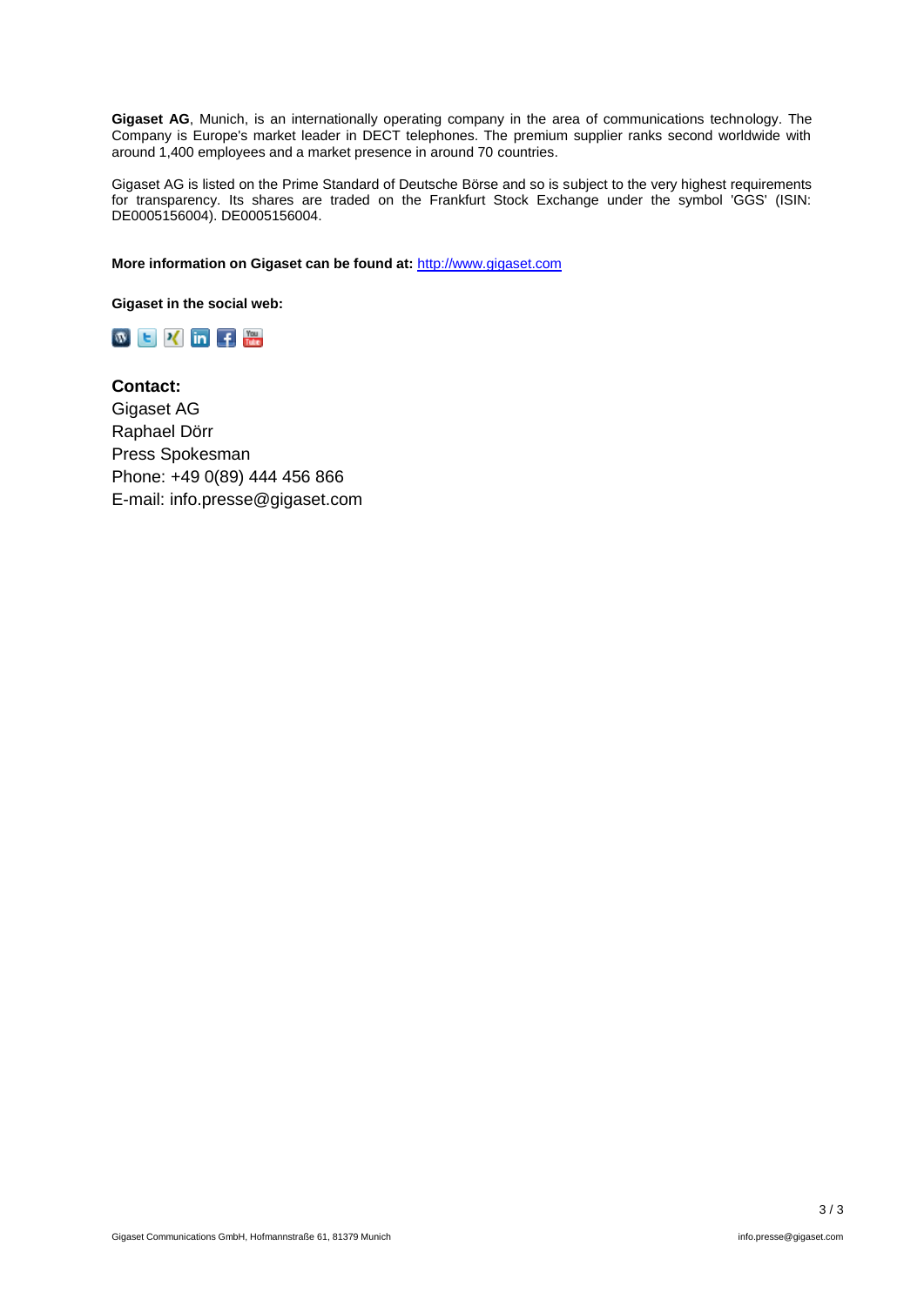**Gigaset AG**, Munich, is an internationally operating company in the area of communications technology. The Company is Europe's market leader in DECT telephones. The premium supplier ranks second worldwide with around 1,400 employees and a market presence in around 70 countries.

Gigaset AG is listed on the Prime Standard of Deutsche Börse and so is subject to the very highest requirements for transparency. Its shares are traded on the Frankfurt Stock Exchange under the symbol 'GGS' (ISIN: DE0005156004). DE0005156004.

**More information on Gigaset can be found at:** http://www.gigaset.com

**Gigaset in the social web:**

**Contact:**
Gigaset AG
Raphael Dörr
Press Spokesman
Phone: +49 0(89) 444 456 866
E-mail: info.presse@gigaset.com

Gigaset Communications GmbH, Hofmannstraße 61, 81379 Munich

info.presse@gigaset.com